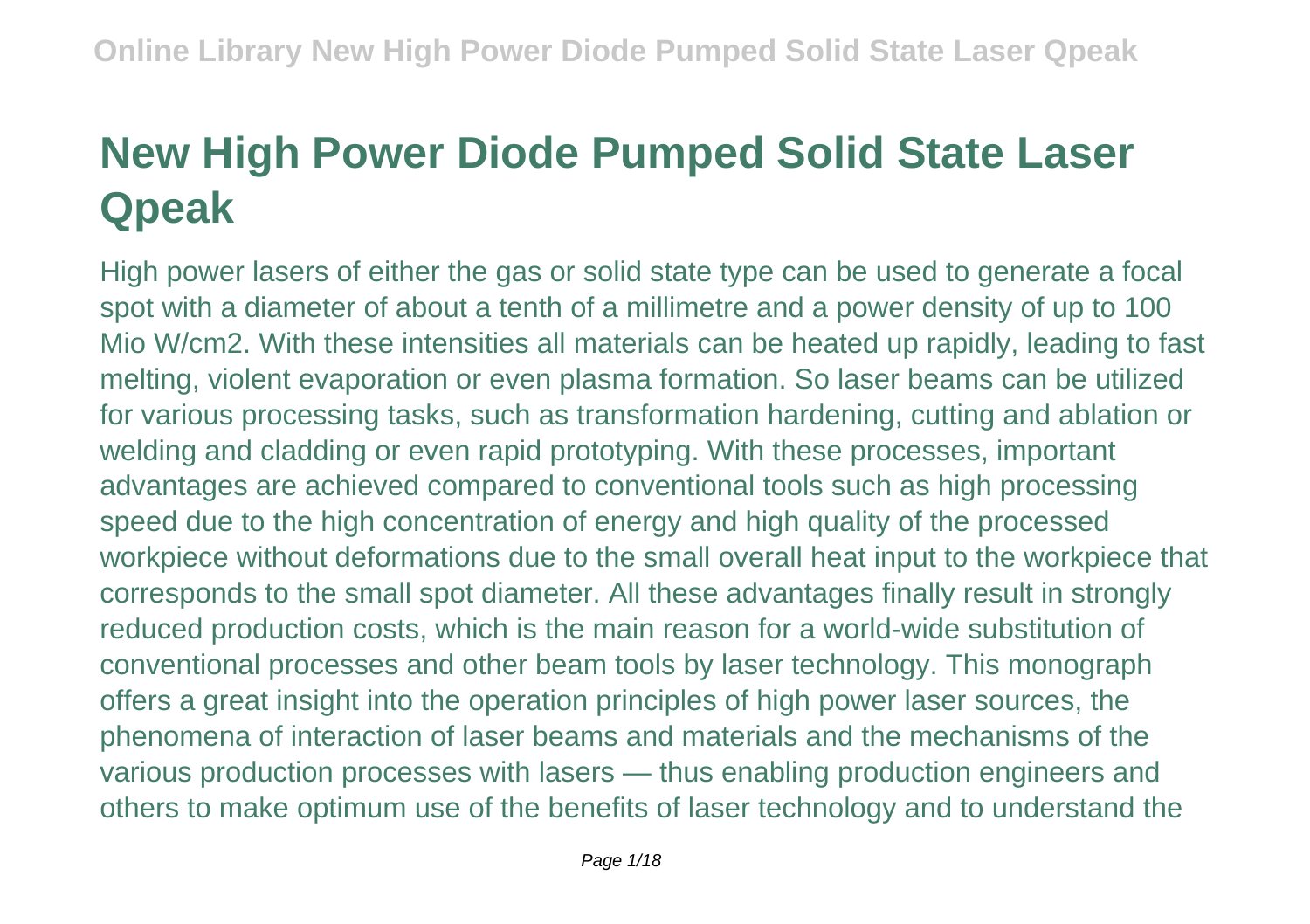# New High Power Diode Pumped Solid State Laser Qpeak

High power lasers of either the gas or solid state type can be used to generate a focal spot with a diameter of about a tenth of a millimetre and a power density of up to 100 Mio W/cm2. With these intensities all materials can be heated up rapidly, leading to fast melting, violent evaporation or even plasma formation. So laser beams can be utilized for various processing tasks, such as transformation hardening, cutting and ablation or welding and cladding or even rapid prototyping. With these processes, important advantages are achieved compared to conventional tools such as high processing speed due to the high concentration of energy and high quality of the processed workpiece without deformations due to the small overall heat input to the workpiece that corresponds to the small spot diameter. All these advantages finally result in strongly reduced production costs, which is the main reason for a world-wide substitution of conventional processes and other beam tools by laser technology. This monograph offers a great insight into the operation principles of high power laser sources, the phenomena of interaction of laser beams and materials and the mechanisms of the various production processes with lasers — thus enabling production engineers and others to make optimum use of the benefits of laser technology and to understand the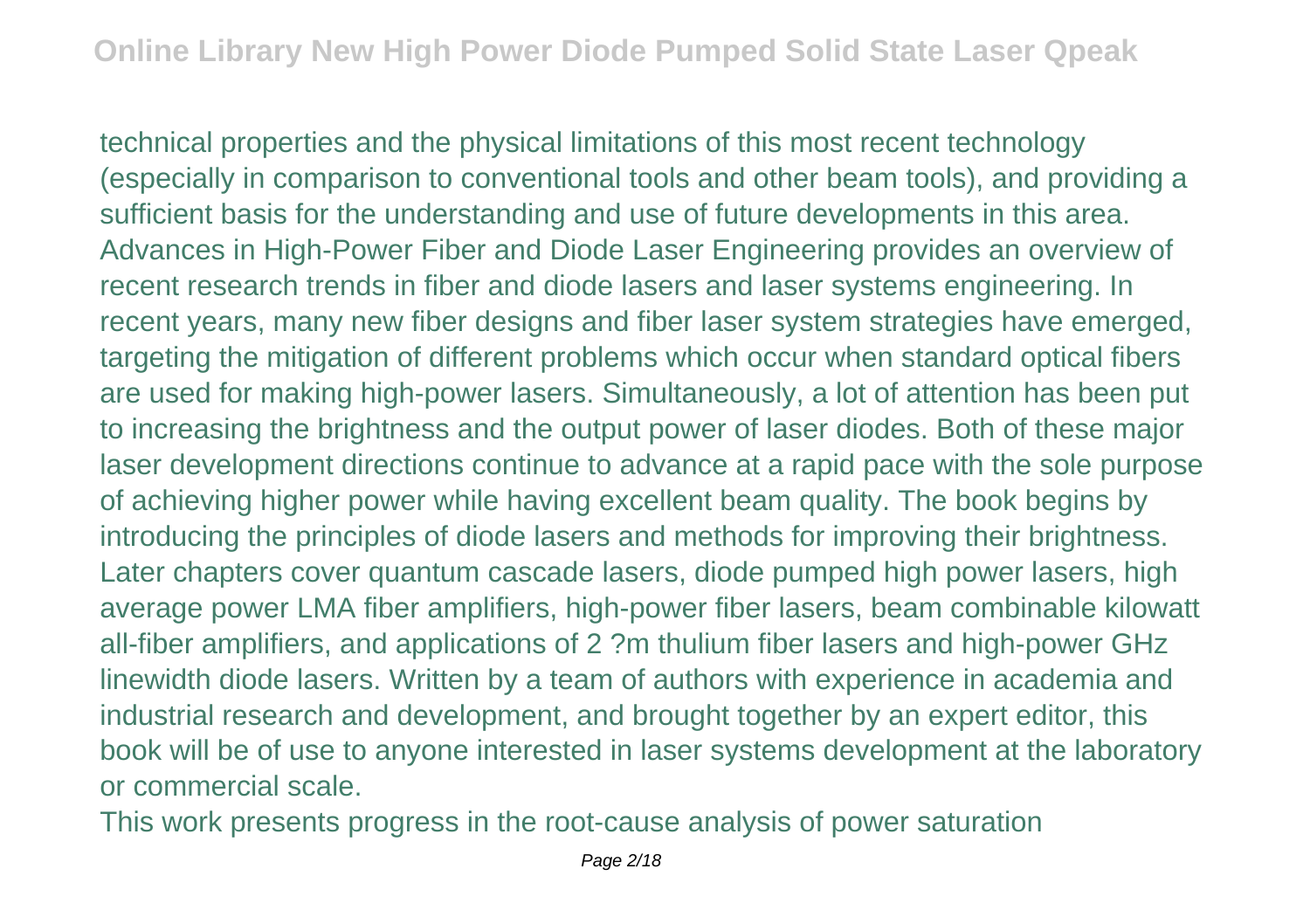technical properties and the physical limitations of this most recent technology (especially in comparison to conventional tools and other beam tools), and providing a sufficient basis for the understanding and use of future developments in this area.

Advances in High-Power Fiber and Diode Laser Engineering provides an overview of recent research trends in fiber and diode lasers and laser systems engineering. In recent years, many new fiber designs and fiber laser system strategies have emerged, targeting the mitigation of different problems which occur when standard optical fibers are used for making high-power lasers. Simultaneously, a lot of attention has been put to increasing the brightness and the output power of laser diodes. Both of these major laser development directions continue to advance at a rapid pace with the sole purpose of achieving higher power while having excellent beam quality. The book begins by introducing the principles of diode lasers and methods for improving their brightness. Later chapters cover quantum cascade lasers, diode pumped high power lasers, high average power LMA fiber amplifiers, high-power fiber lasers, beam combinable kilowatt all-fiber amplifiers, and applications of 2 ?m thulium fiber lasers and high-power GHz linewidth diode lasers. Written by a team of authors with experience in academia and industrial research and development, and brought together by an expert editor, this book will be of use to anyone interested in laser systems development at the laboratory or commercial scale.

This work presents progress in the root-cause analysis of power saturation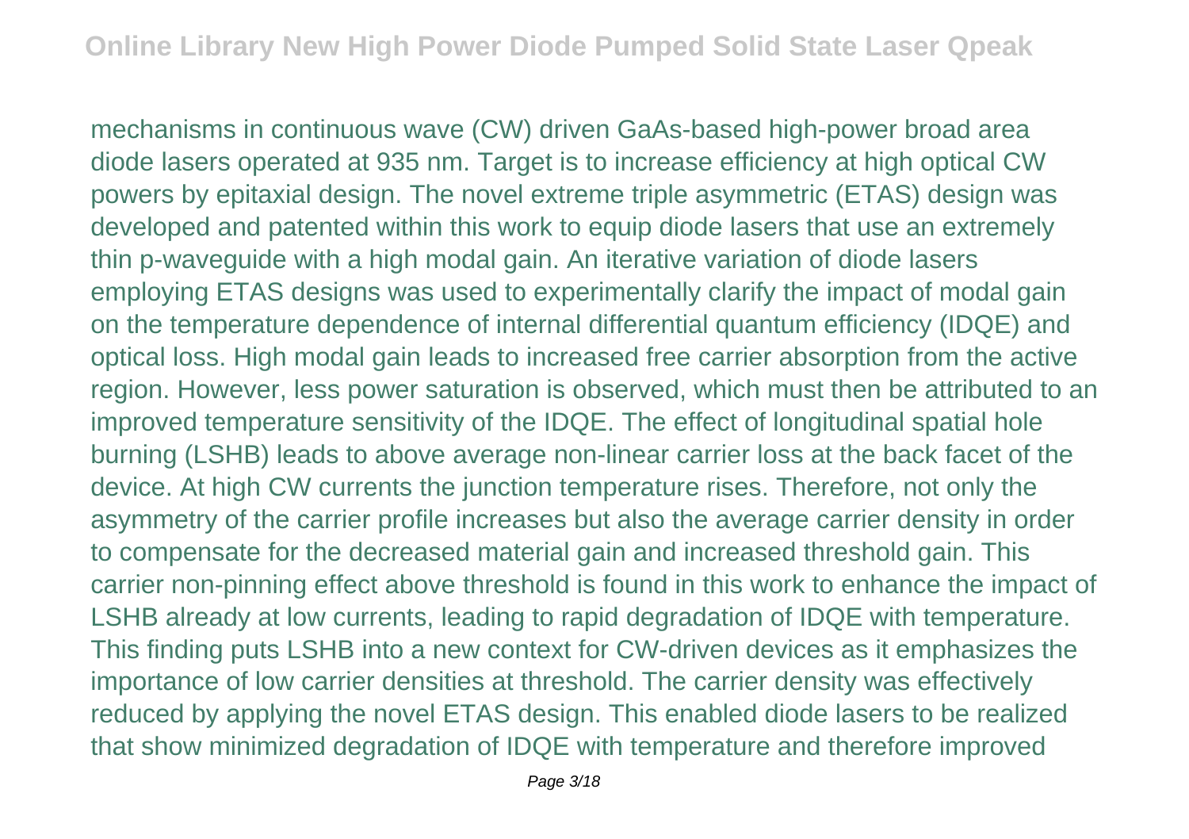mechanisms in continuous wave (CW) driven GaAs-based high-power broad area diode lasers operated at 935 nm. Target is to increase efficiency at high optical CW powers by epitaxial design. The novel extreme triple asymmetric (ETAS) design was developed and patented within this work to equip diode lasers that use an extremely thin p-waveguide with a high modal gain. An iterative variation of diode lasers employing ETAS designs was used to experimentally clarify the impact of modal gain on the temperature dependence of internal differential quantum efficiency (IDQE) and optical loss. High modal gain leads to increased free carrier absorption from the active region. However, less power saturation is observed, which must then be attributed to an improved temperature sensitivity of the IDQE. The effect of longitudinal spatial hole burning (LSHB) leads to above average non-linear carrier loss at the back facet of the device. At high CW currents the junction temperature rises. Therefore, not only the asymmetry of the carrier profile increases but also the average carrier density in order to compensate for the decreased material gain and increased threshold gain. This carrier non-pinning effect above threshold is found in this work to enhance the impact of LSHB already at low currents, leading to rapid degradation of IDQE with temperature. This finding puts LSHB into a new context for CW-driven devices as it emphasizes the importance of low carrier densities at threshold. The carrier density was effectively reduced by applying the novel ETAS design. This enabled diode lasers to be realized that show minimized degradation of IDQE with temperature and therefore improved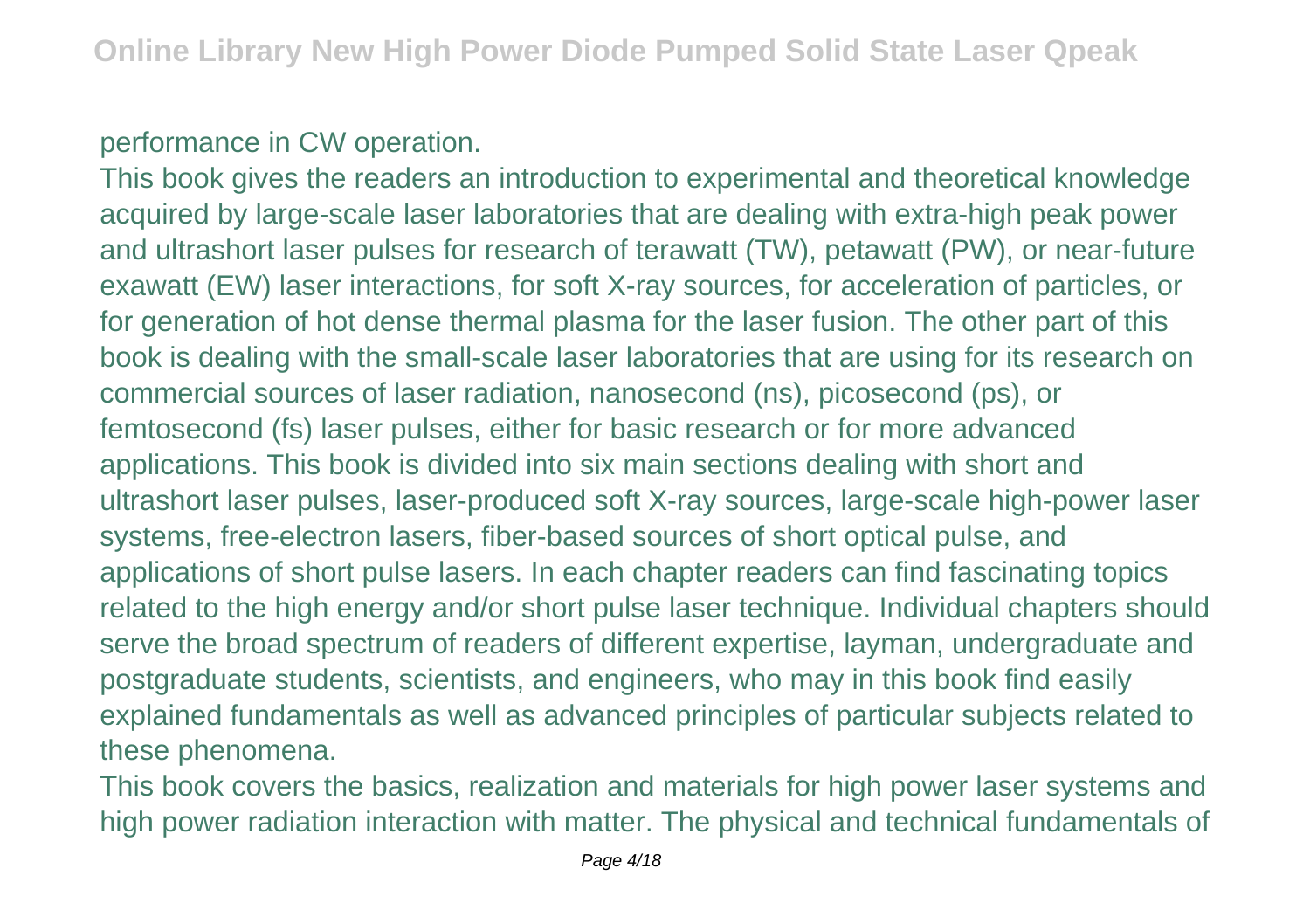performance in CW operation.

This book gives the readers an introduction to experimental and theoretical knowledge acquired by large-scale laser laboratories that are dealing with extra-high peak power and ultrashort laser pulses for research of terawatt (TW), petawatt (PW), or near-future exawatt (EW) laser interactions, for soft X-ray sources, for acceleration of particles, or for generation of hot dense thermal plasma for the laser fusion. The other part of this book is dealing with the small-scale laser laboratories that are using for its research on commercial sources of laser radiation, nanosecond (ns), picosecond (ps), or femtosecond (fs) laser pulses, either for basic research or for more advanced applications. This book is divided into six main sections dealing with short and ultrashort laser pulses, laser-produced soft X-ray sources, large-scale high-power laser systems, free-electron lasers, fiber-based sources of short optical pulse, and applications of short pulse lasers. In each chapter readers can find fascinating topics related to the high energy and/or short pulse laser technique. Individual chapters should serve the broad spectrum of readers of different expertise, layman, undergraduate and postgraduate students, scientists, and engineers, who may in this book find easily explained fundamentals as well as advanced principles of particular subjects related to these phenomena.

This book covers the basics, realization and materials for high power laser systems and high power radiation interaction with matter. The physical and technical fundamentals of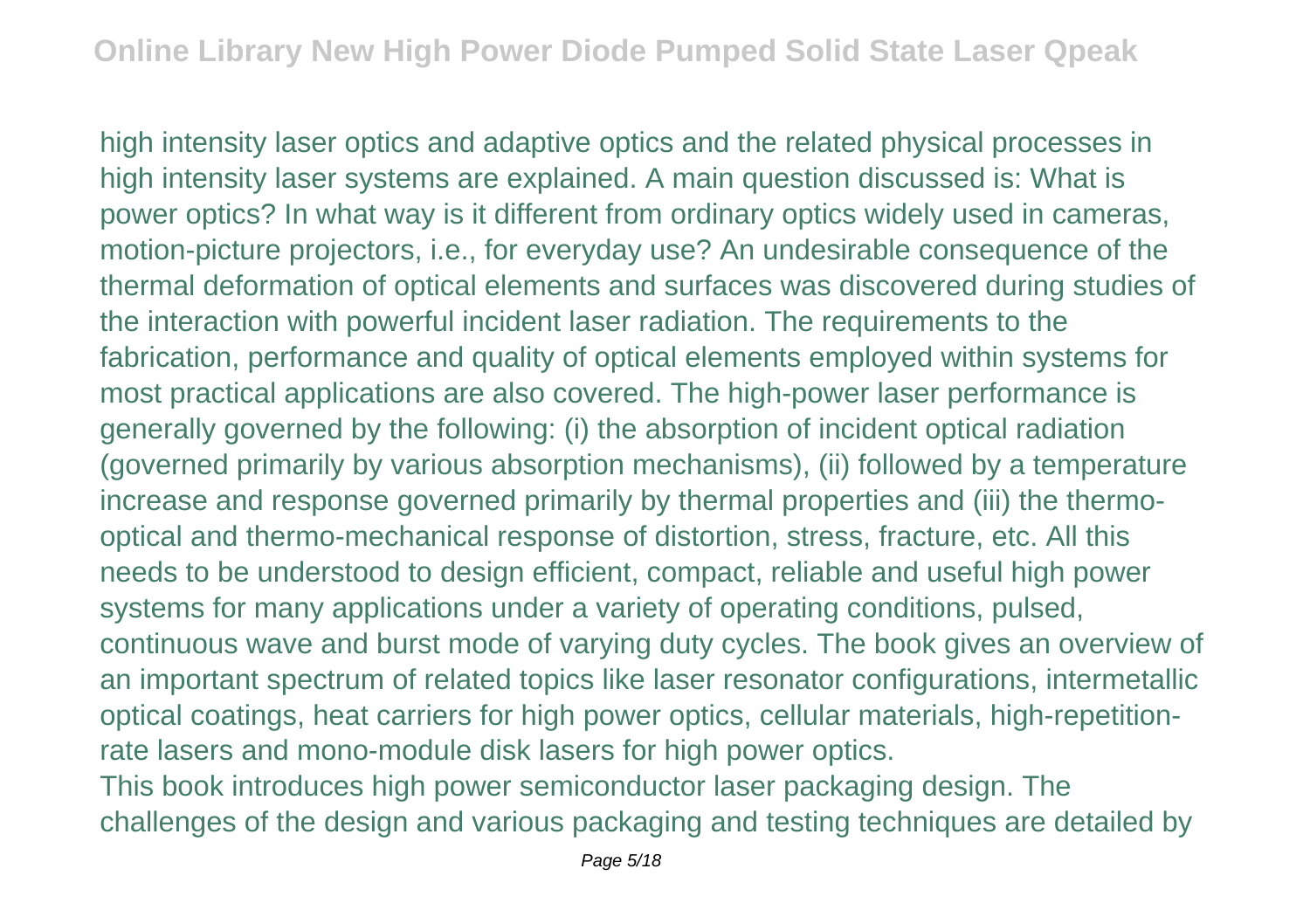high intensity laser optics and adaptive optics and the related physical processes in high intensity laser systems are explained. A main question discussed is: What is power optics? In what way is it different from ordinary optics widely used in cameras, motion-picture projectors, i.e., for everyday use? An undesirable consequence of the thermal deformation of optical elements and surfaces was discovered during studies of the interaction with powerful incident laser radiation. The requirements to the fabrication, performance and quality of optical elements employed within systems for most practical applications are also covered. The high-power laser performance is generally governed by the following: (i) the absorption of incident optical radiation (governed primarily by various absorption mechanisms), (ii) followed by a temperature increase and response governed primarily by thermal properties and (iii) the thermo-optical and thermo-mechanical response of distortion, stress, fracture, etc. All this needs to be understood to design efficient, compact, reliable and useful high power systems for many applications under a variety of operating conditions, pulsed, continuous wave and burst mode of varying duty cycles. The book gives an overview of an important spectrum of related topics like laser resonator configurations, intermetallic optical coatings, heat carriers for high power optics, cellular materials, high-repetition-rate lasers and mono-module disk lasers for high power optics.

This book introduces high power semiconductor laser packaging design. The challenges of the design and various packaging and testing techniques are detailed by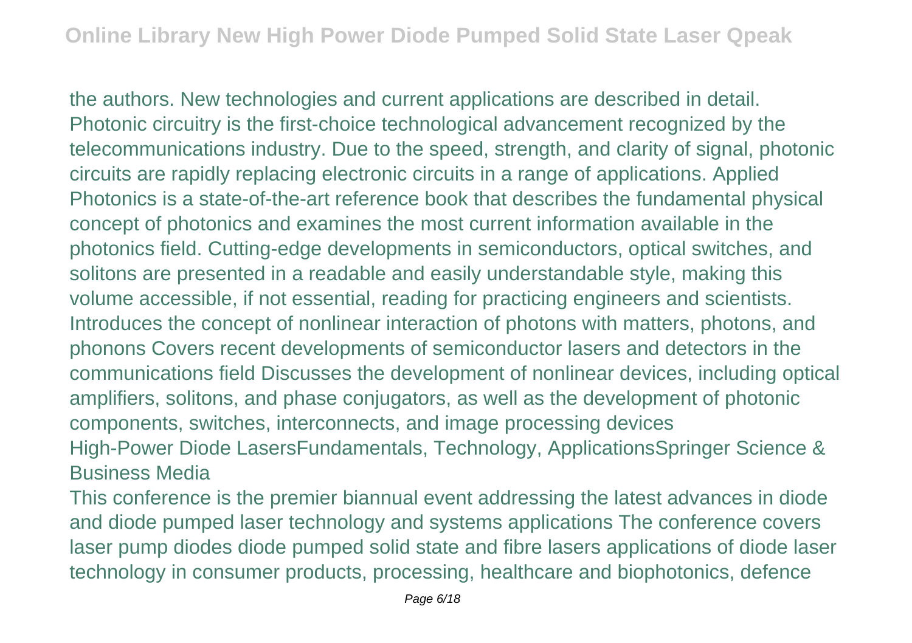the authors. New technologies and current applications are described in detail. Photonic circuitry is the first-choice technological advancement recognized by the telecommunications industry. Due to the speed, strength, and clarity of signal, photonic circuits are rapidly replacing electronic circuits in a range of applications. Applied Photonics is a state-of-the-art reference book that describes the fundamental physical concept of photonics and examines the most current information available in the photonics field. Cutting-edge developments in semiconductors, optical switches, and solitons are presented in a readable and easily understandable style, making this volume accessible, if not essential, reading for practicing engineers and scientists. Introduces the concept of nonlinear interaction of photons with matters, photons, and phonons Covers recent developments of semiconductor lasers and detectors in the communications field Discusses the development of nonlinear devices, including optical amplifiers, solitons, and phase conjugators, as well as the development of photonic components, switches, interconnects, and image processing devices
High-Power Diode LasersFundamentals, Technology, ApplicationsSpringer Science & Business Media

This conference is the premier biannual event addressing the latest advances in diode and diode pumped laser technology and systems applications The conference covers laser pump diodes diode pumped solid state and fibre lasers applications of diode laser technology in consumer products, processing, healthcare and biophotonics, defence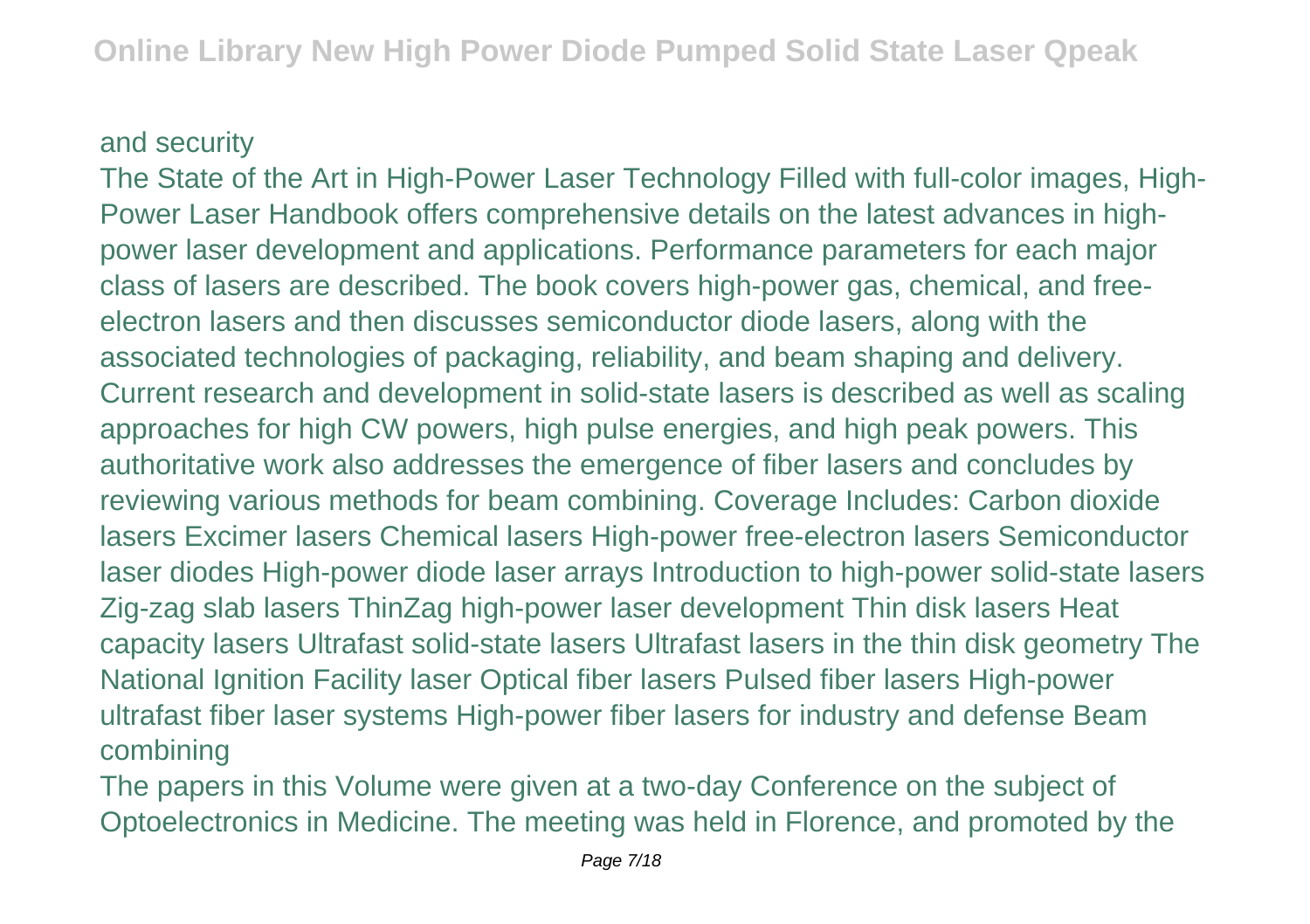and security

The State of the Art in High-Power Laser Technology Filled with full-color images, High-Power Laser Handbook offers comprehensive details on the latest advances in high-power laser development and applications. Performance parameters for each major class of lasers are described. The book covers high-power gas, chemical, and free-electron lasers and then discusses semiconductor diode lasers, along with the associated technologies of packaging, reliability, and beam shaping and delivery. Current research and development in solid-state lasers is described as well as scaling approaches for high CW powers, high pulse energies, and high peak powers. This authoritative work also addresses the emergence of fiber lasers and concludes by reviewing various methods for beam combining. Coverage Includes: Carbon dioxide lasers Excimer lasers Chemical lasers High-power free-electron lasers Semiconductor laser diodes High-power diode laser arrays Introduction to high-power solid-state lasers Zig-zag slab lasers ThinZag high-power laser development Thin disk lasers Heat capacity lasers Ultrafast solid-state lasers Ultrafast lasers in the thin disk geometry The National Ignition Facility laser Optical fiber lasers Pulsed fiber lasers High-power ultrafast fiber laser systems High-power fiber lasers for industry and defense Beam combining

The papers in this Volume were given at a two-day Conference on the subject of Optoelectronics in Medicine. The meeting was held in Florence, and promoted by the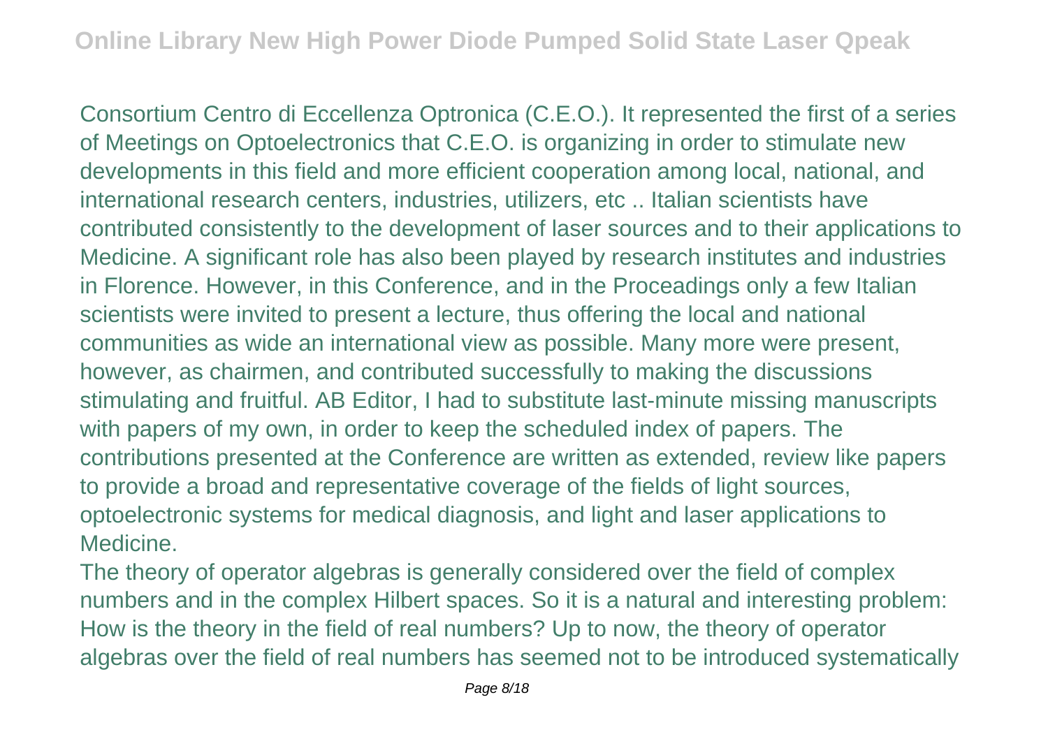Consortium Centro di Eccellenza Optronica (C.E.O.). It represented the first of a series of Meetings on Optoelectronics that C.E.O. is organizing in order to stimulate new developments in this field and more efficient cooperation among local, national, and international research centers, industries, utilizers, etc .. Italian scientists have contributed consistently to the development of laser sources and to their applications to Medicine. A significant role has also been played by research institutes and industries in Florence. However, in this Conference, and in the Proceadings only a few Italian scientists were invited to present a lecture, thus offering the local and national communities as wide an international view as possible. Many more were present, however, as chairmen, and contributed successfully to making the discussions stimulating and fruitful. AB Editor, I had to substitute last-minute missing manuscripts with papers of my own, in order to keep the scheduled index of papers. The contributions presented at the Conference are written as extended, review like papers to provide a broad and representative coverage of the fields of light sources, optoelectronic systems for medical diagnosis, and light and laser applications to Medicine.

The theory of operator algebras is generally considered over the field of complex numbers and in the complex Hilbert spaces. So it is a natural and interesting problem: How is the theory in the field of real numbers? Up to now, the theory of operator algebras over the field of real numbers has seemed not to be introduced systematically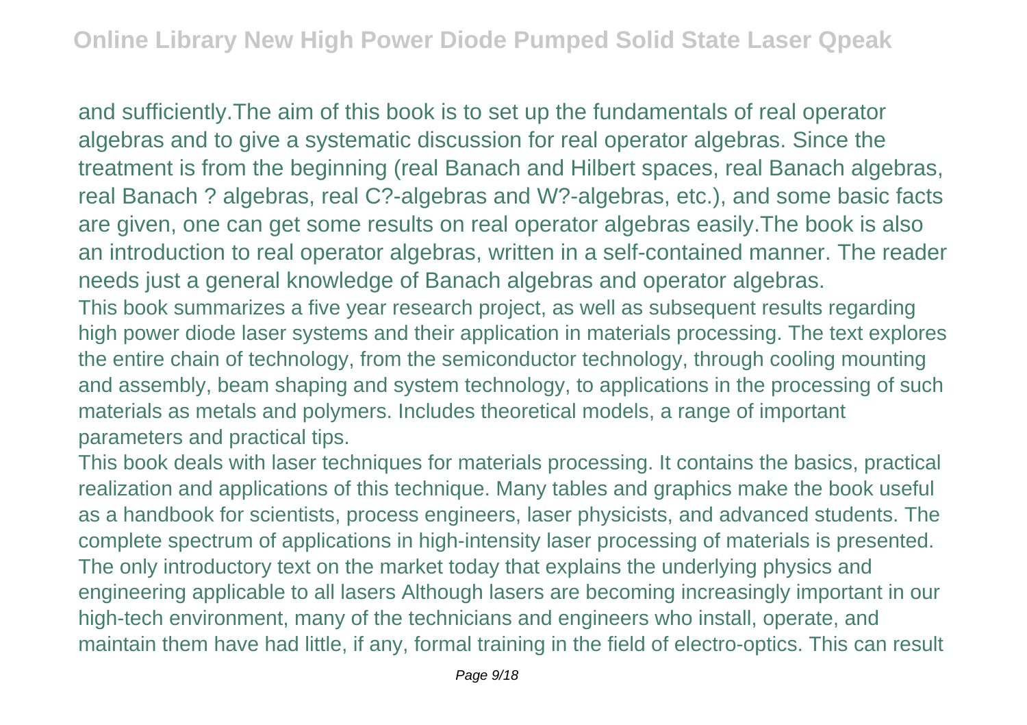and sufficiently.The aim of this book is to set up the fundamentals of real operator algebras and to give a systematic discussion for real operator algebras. Since the treatment is from the beginning (real Banach and Hilbert spaces, real Banach algebras, real Banach ? algebras, real C?-algebras and W?-algebras, etc.), and some basic facts are given, one can get some results on real operator algebras easily.The book is also an introduction to real operator algebras, written in a self-contained manner. The reader needs just a general knowledge of Banach algebras and operator algebras.

This book summarizes a five year research project, as well as subsequent results regarding high power diode laser systems and their application in materials processing. The text explores the entire chain of technology, from the semiconductor technology, through cooling mounting and assembly, beam shaping and system technology, to applications in the processing of such materials as metals and polymers. Includes theoretical models, a range of important parameters and practical tips.

This book deals with laser techniques for materials processing. It contains the basics, practical realization and applications of this technique. Many tables and graphics make the book useful as a handbook for scientists, process engineers, laser physicists, and advanced students. The complete spectrum of applications in high-intensity laser processing of materials is presented.

The only introductory text on the market today that explains the underlying physics and engineering applicable to all lasers Although lasers are becoming increasingly important in our high-tech environment, many of the technicians and engineers who install, operate, and maintain them have had little, if any, formal training in the field of electro-optics. This can result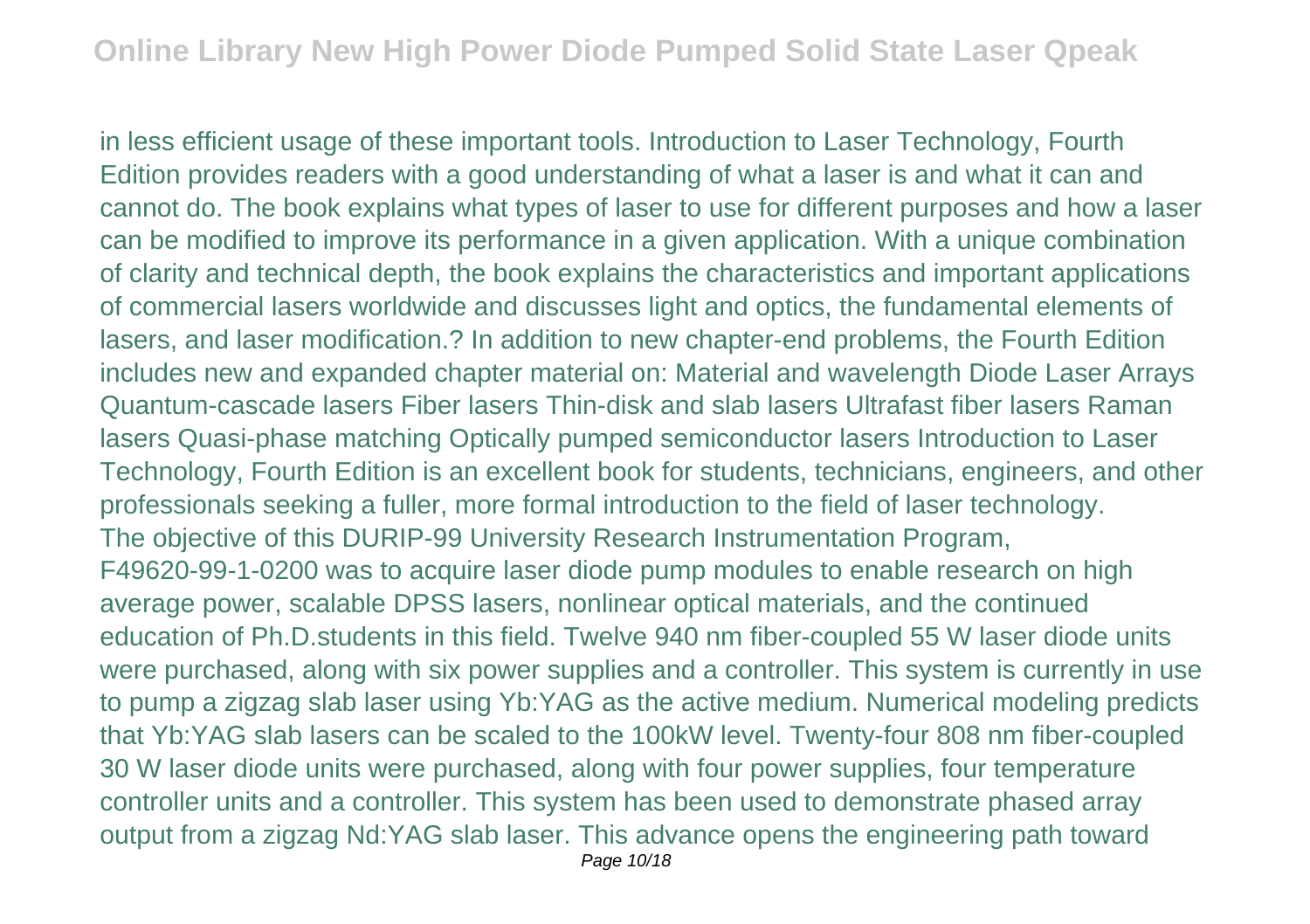in less efficient usage of these important tools. Introduction to Laser Technology, Fourth Edition provides readers with a good understanding of what a laser is and what it can and cannot do. The book explains what types of laser to use for different purposes and how a laser can be modified to improve its performance in a given application. With a unique combination of clarity and technical depth, the book explains the characteristics and important applications of commercial lasers worldwide and discusses light and optics, the fundamental elements of lasers, and laser modification.? In addition to new chapter-end problems, the Fourth Edition includes new and expanded chapter material on: Material and wavelength Diode Laser Arrays Quantum-cascade lasers Fiber lasers Thin-disk and slab lasers Ultrafast fiber lasers Raman lasers Quasi-phase matching Optically pumped semiconductor lasers Introduction to Laser Technology, Fourth Edition is an excellent book for students, technicians, engineers, and other professionals seeking a fuller, more formal introduction to the field of laser technology.

The objective of this DURIP-99 University Research Instrumentation Program, F49620-99-1-0200 was to acquire laser diode pump modules to enable research on high average power, scalable DPSS lasers, nonlinear optical materials, and the continued education of Ph.D.students in this field. Twelve 940 nm fiber-coupled 55 W laser diode units were purchased, along with six power supplies and a controller. This system is currently in use to pump a zigzag slab laser using Yb:YAG as the active medium. Numerical modeling predicts that Yb:YAG slab lasers can be scaled to the 100kW level. Twenty-four 808 nm fiber-coupled 30 W laser diode units were purchased, along with four power supplies, four temperature controller units and a controller. This system has been used to demonstrate phased array output from a zigzag Nd:YAG slab laser. This advance opens the engineering path toward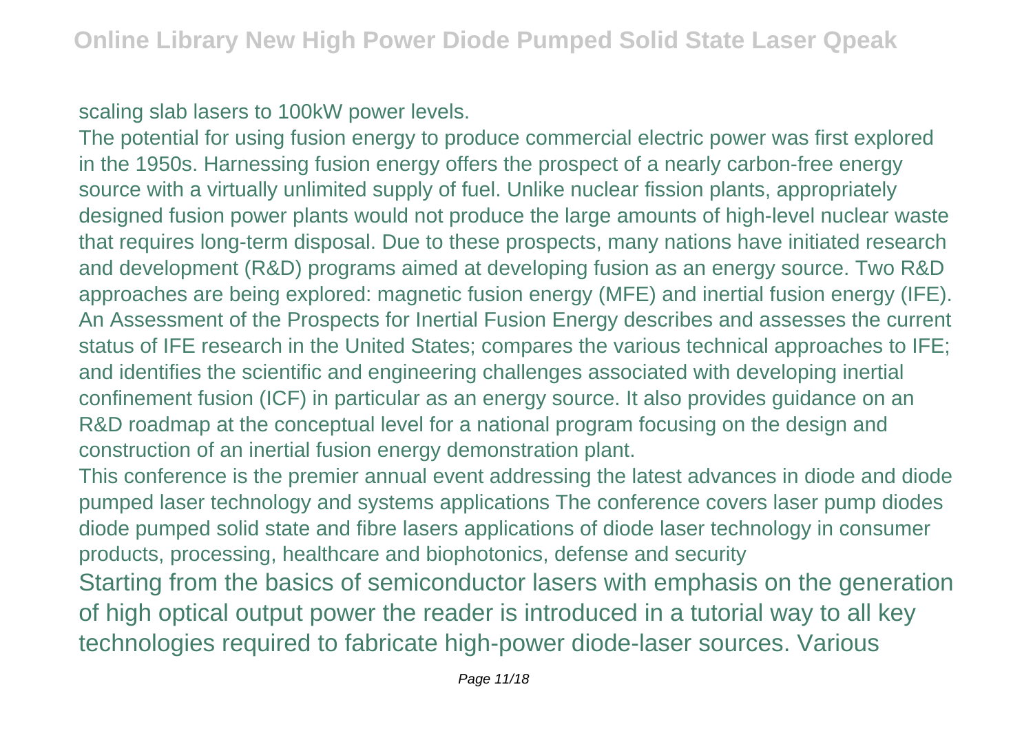scaling slab lasers to 100kW power levels.

The potential for using fusion energy to produce commercial electric power was first explored in the 1950s. Harnessing fusion energy offers the prospect of a nearly carbon-free energy source with a virtually unlimited supply of fuel. Unlike nuclear fission plants, appropriately designed fusion power plants would not produce the large amounts of high-level nuclear waste that requires long-term disposal. Due to these prospects, many nations have initiated research and development (R&D) programs aimed at developing fusion as an energy source. Two R&D approaches are being explored: magnetic fusion energy (MFE) and inertial fusion energy (IFE). An Assessment of the Prospects for Inertial Fusion Energy describes and assesses the current status of IFE research in the United States; compares the various technical approaches to IFE; and identifies the scientific and engineering challenges associated with developing inertial confinement fusion (ICF) in particular as an energy source. It also provides guidance on an R&D roadmap at the conceptual level for a national program focusing on the design and construction of an inertial fusion energy demonstration plant.

This conference is the premier annual event addressing the latest advances in diode and diode pumped laser technology and systems applications The conference covers laser pump diodes diode pumped solid state and fibre lasers applications of diode laser technology in consumer products, processing, healthcare and biophotonics, defense and security

Starting from the basics of semiconductor lasers with emphasis on the generation of high optical output power the reader is introduced in a tutorial way to all key technologies required to fabricate high-power diode-laser sources. Various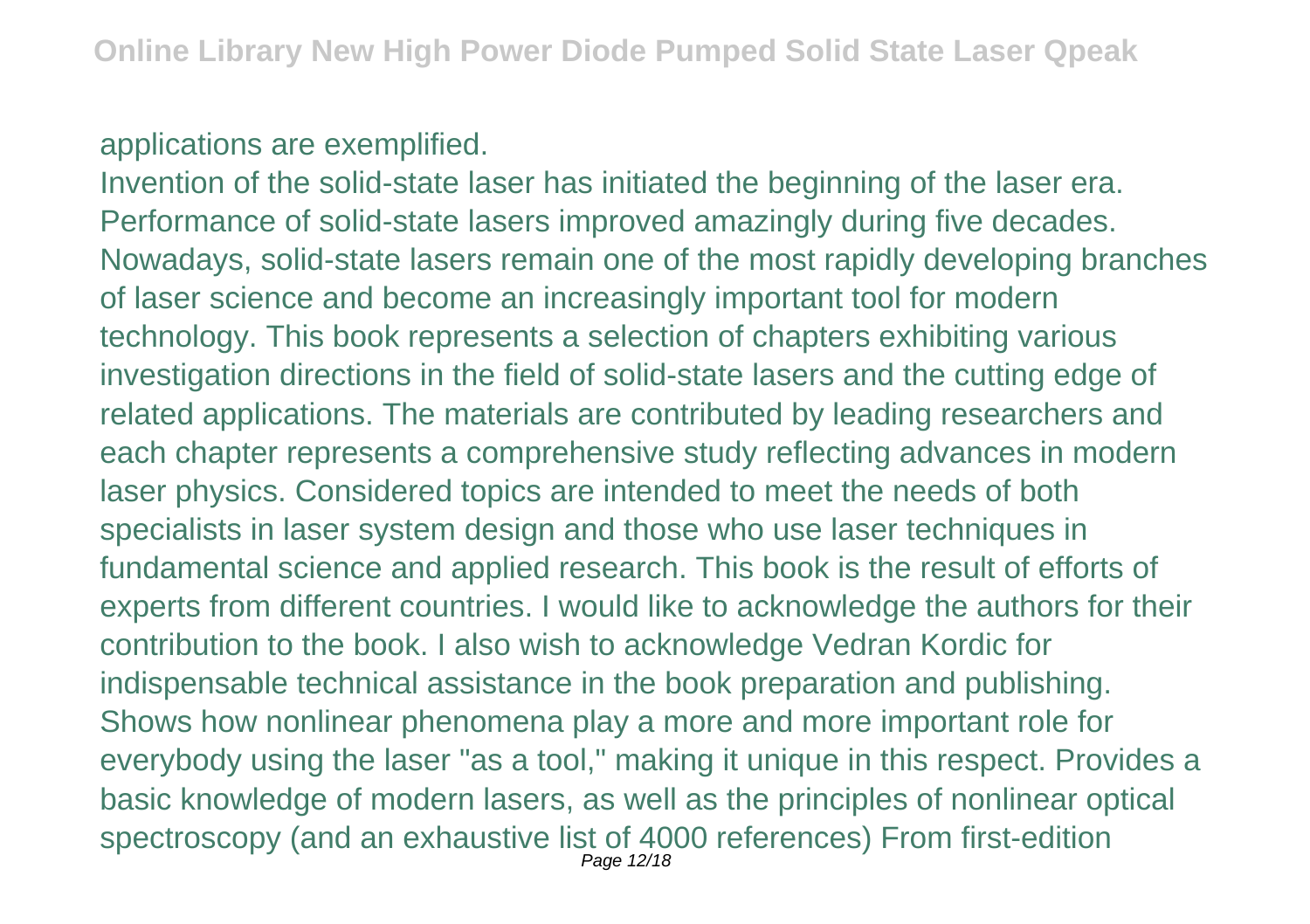applications are exemplified.

Invention of the solid-state laser has initiated the beginning of the laser era. Performance of solid-state lasers improved amazingly during five decades. Nowadays, solid-state lasers remain one of the most rapidly developing branches of laser science and become an increasingly important tool for modern technology. This book represents a selection of chapters exhibiting various investigation directions in the field of solid-state lasers and the cutting edge of related applications. The materials are contributed by leading researchers and each chapter represents a comprehensive study reflecting advances in modern laser physics. Considered topics are intended to meet the needs of both specialists in laser system design and those who use laser techniques in fundamental science and applied research. This book is the result of efforts of experts from different countries. I would like to acknowledge the authors for their contribution to the book. I also wish to acknowledge Vedran Kordic for indispensable technical assistance in the book preparation and publishing.

Shows how nonlinear phenomena play a more and more important role for everybody using the laser "as a tool," making it unique in this respect. Provides a basic knowledge of modern lasers, as well as the principles of nonlinear optical spectroscopy (and an exhaustive list of 4000 references) From first-edition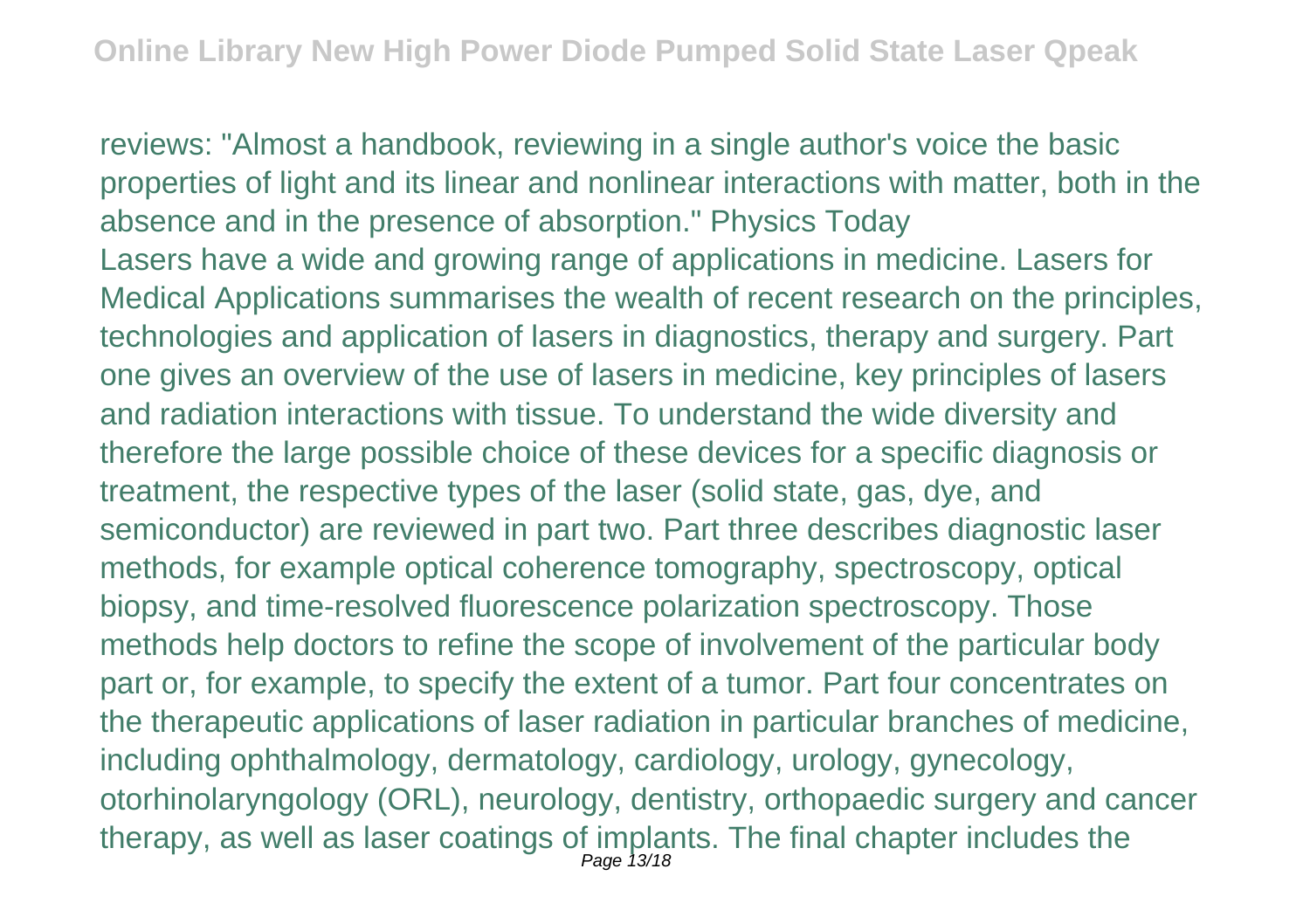reviews: "Almost a handbook, reviewing in a single author's voice the basic properties of light and its linear and nonlinear interactions with matter, both in the absence and in the presence of absorption." Physics Today

Lasers have a wide and growing range of applications in medicine. Lasers for Medical Applications summarises the wealth of recent research on the principles, technologies and application of lasers in diagnostics, therapy and surgery. Part one gives an overview of the use of lasers in medicine, key principles of lasers and radiation interactions with tissue. To understand the wide diversity and therefore the large possible choice of these devices for a specific diagnosis or treatment, the respective types of the laser (solid state, gas, dye, and semiconductor) are reviewed in part two. Part three describes diagnostic laser methods, for example optical coherence tomography, spectroscopy, optical biopsy, and time-resolved fluorescence polarization spectroscopy. Those methods help doctors to refine the scope of involvement of the particular body part or, for example, to specify the extent of a tumor. Part four concentrates on the therapeutic applications of laser radiation in particular branches of medicine, including ophthalmology, dermatology, cardiology, urology, gynecology, otorhinolaryngology (ORL), neurology, dentistry, orthopaedic surgery and cancer therapy, as well as laser coatings of implants. The final chapter includes the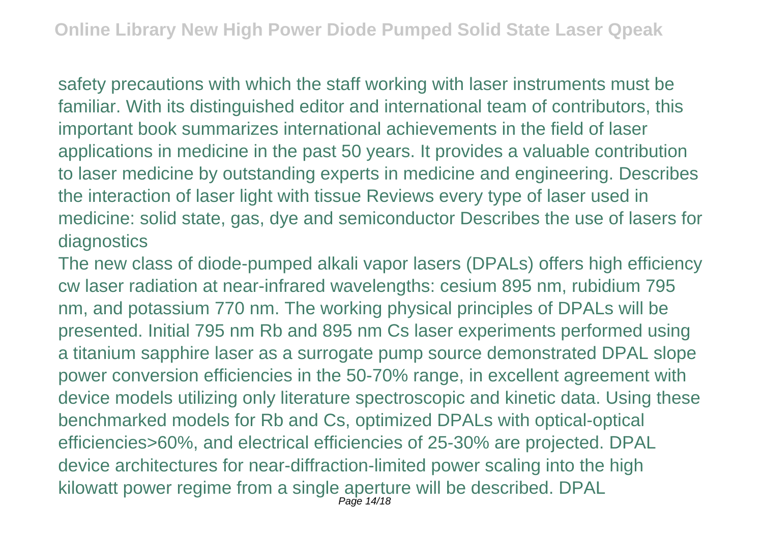safety precautions with which the staff working with laser instruments must be familiar. With its distinguished editor and international team of contributors, this important book summarizes international achievements in the field of laser applications in medicine in the past 50 years. It provides a valuable contribution to laser medicine by outstanding experts in medicine and engineering. Describes the interaction of laser light with tissue Reviews every type of laser used in medicine: solid state, gas, dye and semiconductor Describes the use of lasers for diagnostics

The new class of diode-pumped alkali vapor lasers (DPALs) offers high efficiency cw laser radiation at near-infrared wavelengths: cesium 895 nm, rubidium 795 nm, and potassium 770 nm. The working physical principles of DPALs will be presented. Initial 795 nm Rb and 895 nm Cs laser experiments performed using a titanium sapphire laser as a surrogate pump source demonstrated DPAL slope power conversion efficiencies in the 50-70% range, in excellent agreement with device models utilizing only literature spectroscopic and kinetic data. Using these benchmarked models for Rb and Cs, optimized DPALs with optical-optical efficiencies>60%, and electrical efficiencies of 25-30% are projected. DPAL device architectures for near-diffraction-limited power scaling into the high kilowatt power regime from a single aperture will be described. DPAL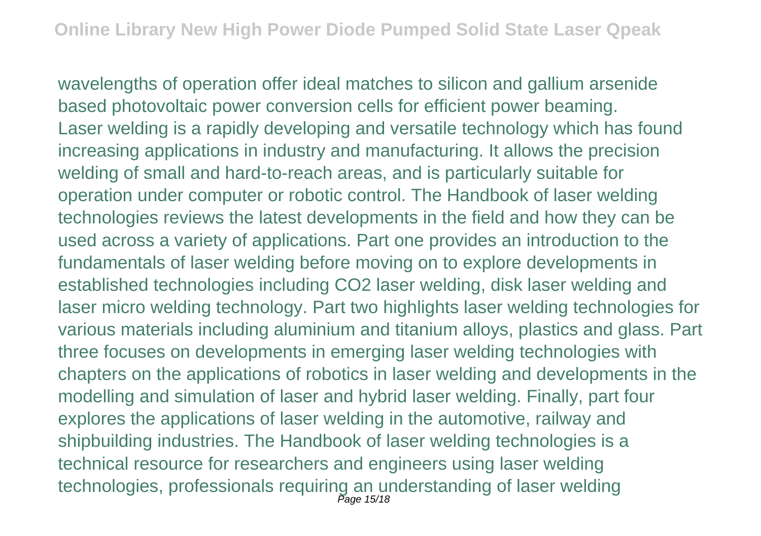wavelengths of operation offer ideal matches to silicon and gallium arsenide based photovoltaic power conversion cells for efficient power beaming.

Laser welding is a rapidly developing and versatile technology which has found increasing applications in industry and manufacturing. It allows the precision welding of small and hard-to-reach areas, and is particularly suitable for operation under computer or robotic control. The Handbook of laser welding technologies reviews the latest developments in the field and how they can be used across a variety of applications. Part one provides an introduction to the fundamentals of laser welding before moving on to explore developments in established technologies including $CO_2$ laser welding, disk laser welding and laser micro welding technology. Part two highlights laser welding technologies for various materials including aluminium and titanium alloys, plastics and glass. Part three focuses on developments in emerging laser welding technologies with chapters on the applications of robotics in laser welding and developments in the modelling and simulation of laser and hybrid laser welding. Finally, part four explores the applications of laser welding in the automotive, railway and shipbuilding industries. The Handbook of laser welding technologies is a technical resource for researchers and engineers using laser welding technologies, professionals requiring an understanding of laser welding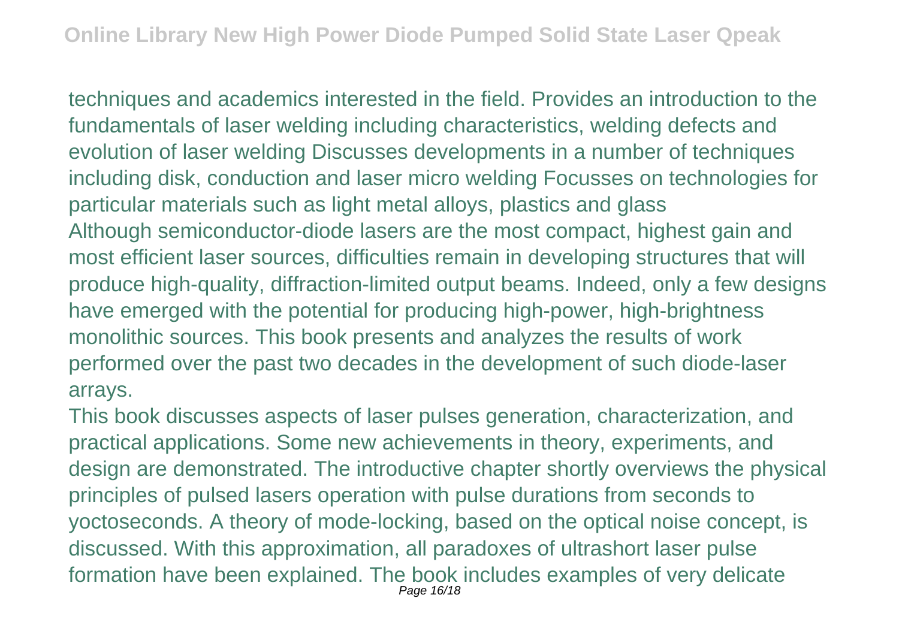techniques and academics interested in the field. Provides an introduction to the fundamentals of laser welding including characteristics, welding defects and evolution of laser welding Discusses developments in a number of techniques including disk, conduction and laser micro welding Focusses on technologies for particular materials such as light metal alloys, plastics and glass

Although semiconductor-diode lasers are the most compact, highest gain and most efficient laser sources, difficulties remain in developing structures that will produce high-quality, diffraction-limited output beams. Indeed, only a few designs have emerged with the potential for producing high-power, high-brightness monolithic sources. This book presents and analyzes the results of work performed over the past two decades in the development of such diode-laser arrays.

This book discusses aspects of laser pulses generation, characterization, and practical applications. Some new achievements in theory, experiments, and design are demonstrated. The introductive chapter shortly overviews the physical principles of pulsed lasers operation with pulse durations from seconds to yoctoseconds. A theory of mode-locking, based on the optical noise concept, is discussed. With this approximation, all paradoxes of ultrashort laser pulse formation have been explained. The book includes examples of very delicate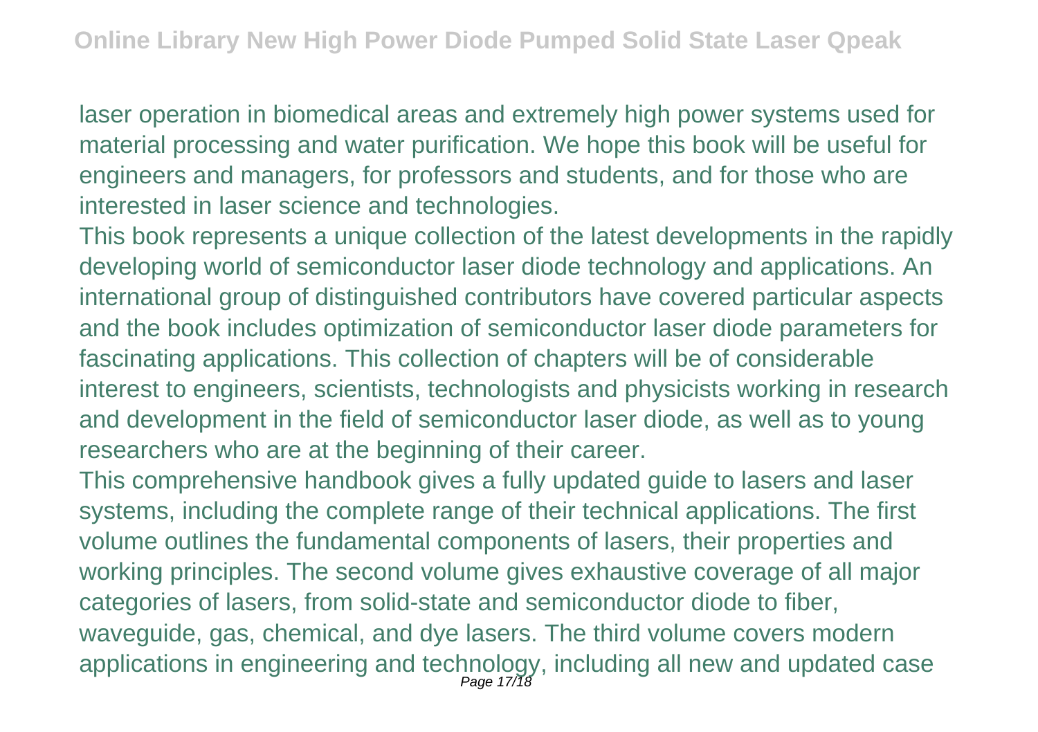laser operation in biomedical areas and extremely high power systems used for material processing and water purification. We hope this book will be useful for engineers and managers, for professors and students, and for those who are interested in laser science and technologies.

This book represents a unique collection of the latest developments in the rapidly developing world of semiconductor laser diode technology and applications. An international group of distinguished contributors have covered particular aspects and the book includes optimization of semiconductor laser diode parameters for fascinating applications. This collection of chapters will be of considerable interest to engineers, scientists, technologists and physicists working in research and development in the field of semiconductor laser diode, as well as to young researchers who are at the beginning of their career.

This comprehensive handbook gives a fully updated guide to lasers and laser systems, including the complete range of their technical applications. The first volume outlines the fundamental components of lasers, their properties and working principles. The second volume gives exhaustive coverage of all major categories of lasers, from solid-state and semiconductor diode to fiber, waveguide, gas, chemical, and dye lasers. The third volume covers modern applications in engineering and technology, including all new and updated case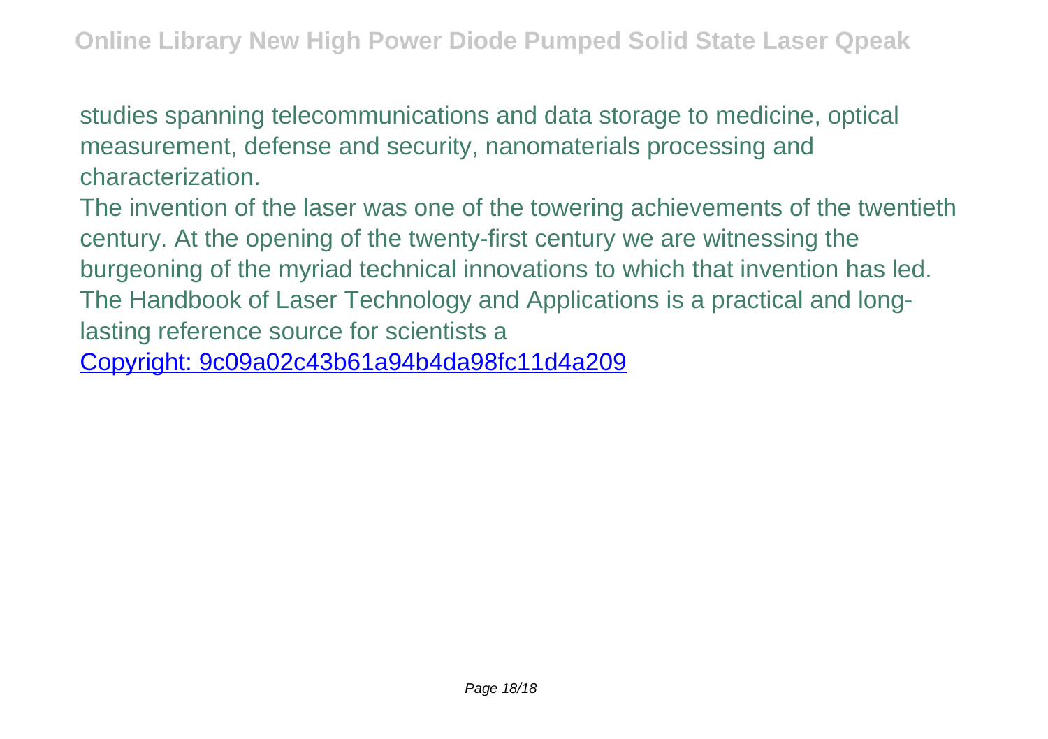studies spanning telecommunications and data storage to medicine, optical measurement, defense and security, nanomaterials processing and characterization.

The invention of the laser was one of the towering achievements of the twentieth century. At the opening of the twenty-first century we are witnessing the burgeoning of the myriad technical innovations to which that invention has led. The Handbook of Laser Technology and Applications is a practical and long-lasting reference source for scientists a

Copyright: 9c09a02c43b61a94b4da98fc11d4a209